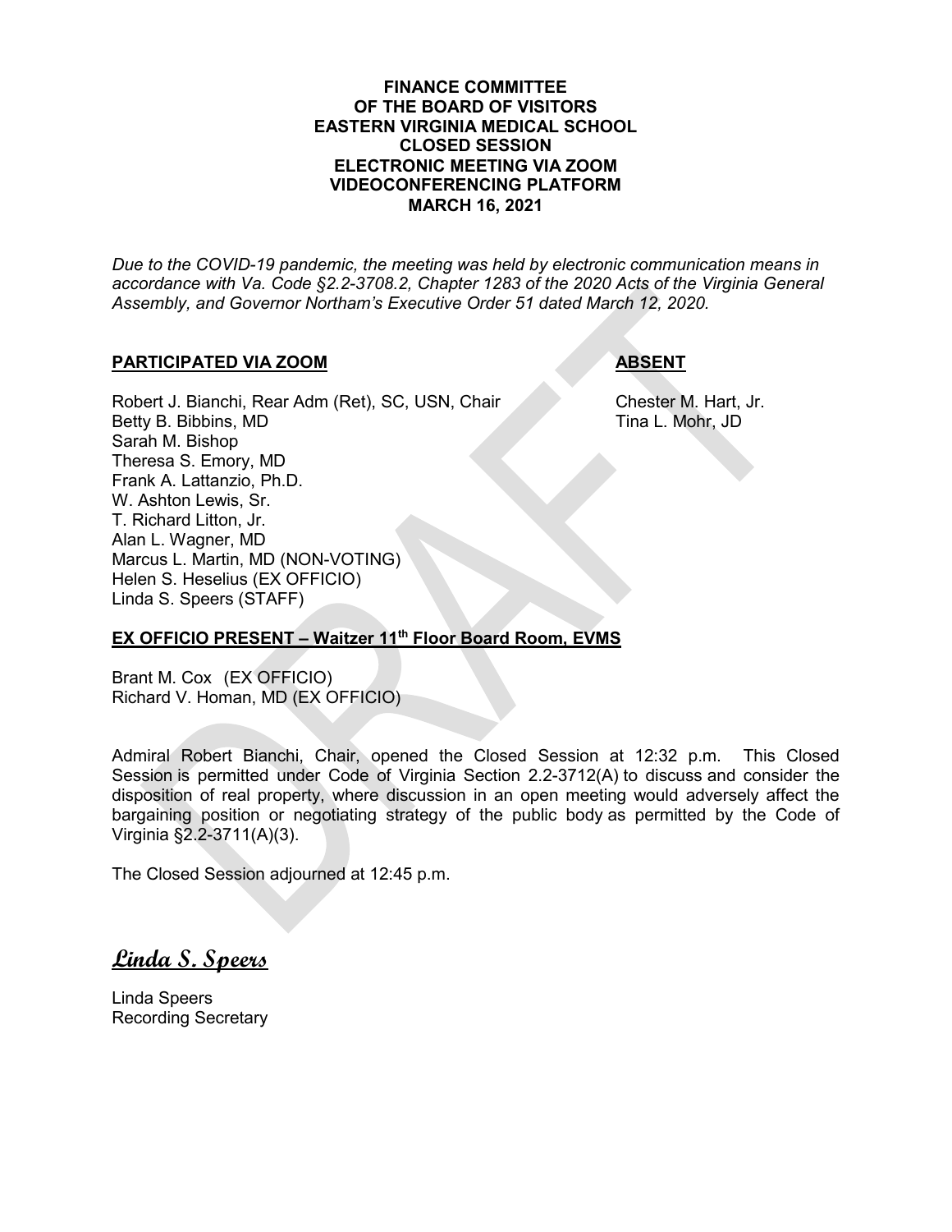**FINANCE COMMITTEE**
**OF THE BOARD OF VISITORS**
**EASTERN VIRGINIA MEDICAL SCHOOL**
**CLOSED SESSION**
**ELECTRONIC MEETING VIA ZOOM**
**VIDEOCONFERENCING PLATFORM**
**MARCH 16, 2021**

*Due to the COVID-19 pandemic, the meeting was held by electronic communication means in accordance with Va. Code §2.2-3708.2, Chapter 1283 of the 2020 Acts of the Virginia General Assembly, and Governor Northam's Executive Order 51 dated March 12, 2020.*

**PARTICIPATED VIA ZOOM**

Robert J. Bianchi, Rear Adm (Ret), SC, USN, Chair
Betty B. Bibbins, MD
Sarah M. Bishop
Theresa S. Emory, MD
Frank A. Lattanzio, Ph.D.
W. Ashton Lewis, Sr.
T. Richard Litton, Jr.
Alan L. Wagner, MD
Marcus L. Martin, MD (NON-VOTING)
Helen S. Heselius (EX OFFICIO)
Linda S. Speers (STAFF)

**ABSENT**

Chester M. Hart, Jr.
Tina L. Mohr, JD

**EX OFFICIO PRESENT – Waitzer 11th Floor Board Room, EVMS**

Brant M. Cox (EX OFFICIO)
Richard V. Homan, MD (EX OFFICIO)

Admiral Robert Bianchi, Chair, opened the Closed Session at 12:32 p.m. This Closed Session is permitted under Code of Virginia Section 2.2-3712(A) to discuss and consider the disposition of real property, where discussion in an open meeting would adversely affect the bargaining position or negotiating strategy of the public body as permitted by the Code of Virginia §2.2-3711(A)(3).

The Closed Session adjourned at 12:45 p.m.

***Linda S. Speers***

Linda Speers
Recording Secretary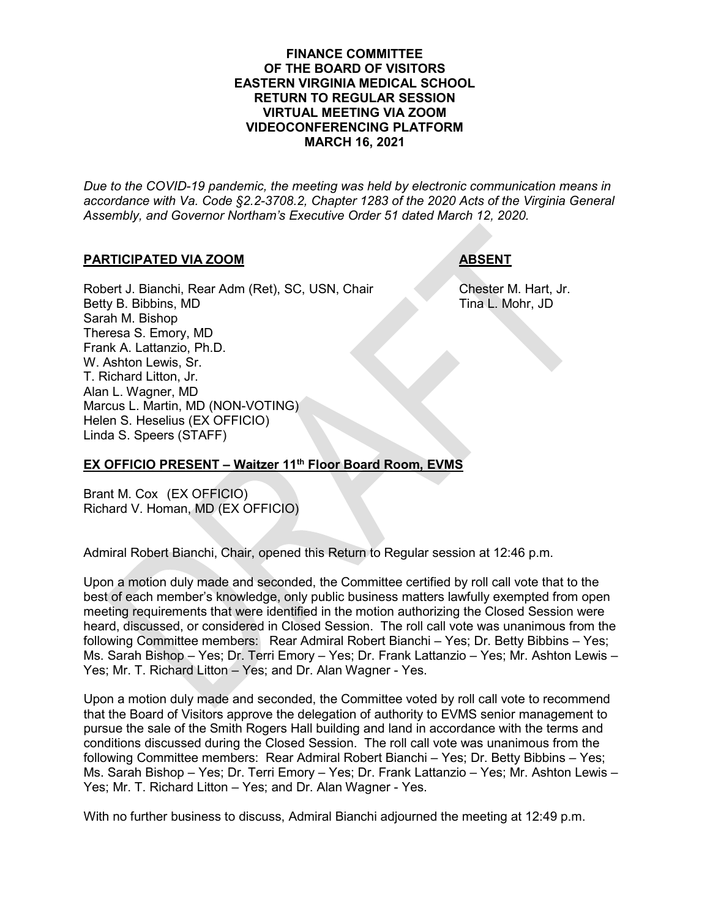**FINANCE COMMITTEE**
**OF THE BOARD OF VISITORS**
**EASTERN VIRGINIA MEDICAL SCHOOL**
**RETURN TO REGULAR SESSION**
**VIRTUAL MEETING VIA ZOOM**
**VIDEOCONFERENCING PLATFORM**
**MARCH 16, 2021**

*Due to the COVID-19 pandemic, the meeting was held by electronic communication means in accordance with Va. Code §2.2-3708.2, Chapter 1283 of the 2020 Acts of the Virginia General Assembly, and Governor Northam's Executive Order 51 dated March 12, 2020.*

| **PARTICIPATED VIA ZOOM** | **ABSENT** |
|---|---|
| Robert J. Bianchi, Rear Adm (Ret), SC, USN, Chair | Chester M. Hart, Jr. |
| Betty B. Bibbins, MD | Tina L. Mohr, JD |
| Sarah M. Bishop | |
| Theresa S. Emory, MD | |
| Frank A. Lattanzio, Ph.D. | |
| W. Ashton Lewis, Sr. | |
| T. Richard Litton, Jr. | |
| Alan L. Wagner, MD | |
| Marcus L. Martin, MD (NON-VOTING) | |
| Helen S. Heselius (EX OFFICIO) | |
| Linda S. Speers (STAFF) | |

**EX OFFICIO PRESENT – Waitzer 11th Floor Board Room, EVMS**

Brant M. Cox (EX OFFICIO)
Richard V. Homan, MD (EX OFFICIO)

Admiral Robert Bianchi, Chair, opened this Return to Regular session at 12:46 p.m.

Upon a motion duly made and seconded, the Committee certified by roll call vote that to the best of each member's knowledge, only public business matters lawfully exempted from open meeting requirements that were identified in the motion authorizing the Closed Session were heard, discussed, or considered in Closed Session. The roll call vote was unanimous from the following Committee members: Rear Admiral Robert Bianchi – Yes; Dr. Betty Bibbins – Yes; Ms. Sarah Bishop – Yes; Dr. Terri Emory – Yes; Dr. Frank Lattanzio – Yes; Mr. Ashton Lewis – Yes; Mr. T. Richard Litton – Yes; and Dr. Alan Wagner - Yes.

Upon a motion duly made and seconded, the Committee voted by roll call vote to recommend that the Board of Visitors approve the delegation of authority to EVMS senior management to pursue the sale of the Smith Rogers Hall building and land in accordance with the terms and conditions discussed during the Closed Session. The roll call vote was unanimous from the following Committee members: Rear Admiral Robert Bianchi – Yes; Dr. Betty Bibbins – Yes; Ms. Sarah Bishop – Yes; Dr. Terri Emory – Yes; Dr. Frank Lattanzio – Yes; Mr. Ashton Lewis – Yes; Mr. T. Richard Litton – Yes; and Dr. Alan Wagner - Yes.

With no further business to discuss, Admiral Bianchi adjourned the meeting at 12:49 p.m.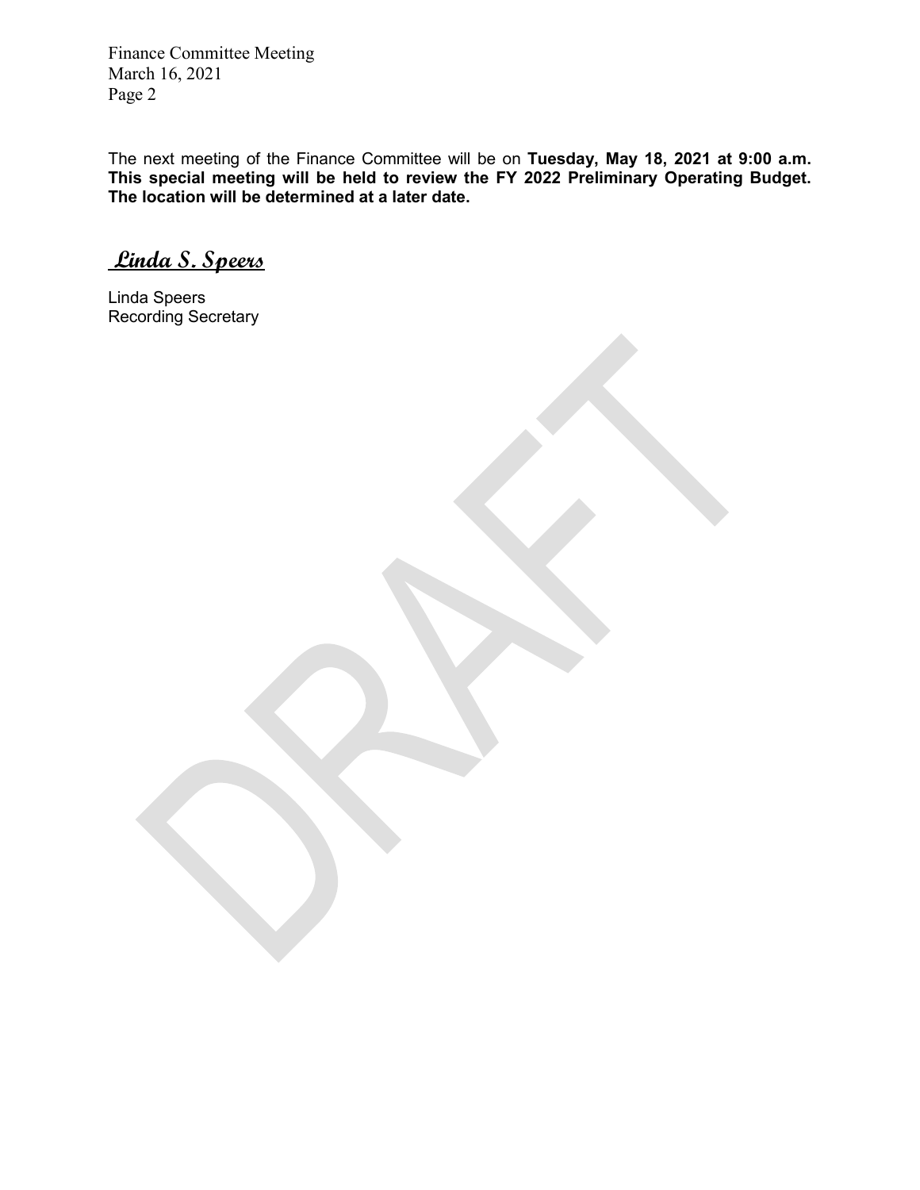The next meeting of the Finance Committee will be on **Tuesday, May 18, 2021 at 9:00 a.m. This special meeting will be held to review the FY 2022 Preliminary Operating Budget. The location will be determined at a later date.**

*Linda S. Speers*

Linda Speers
Recording Secretary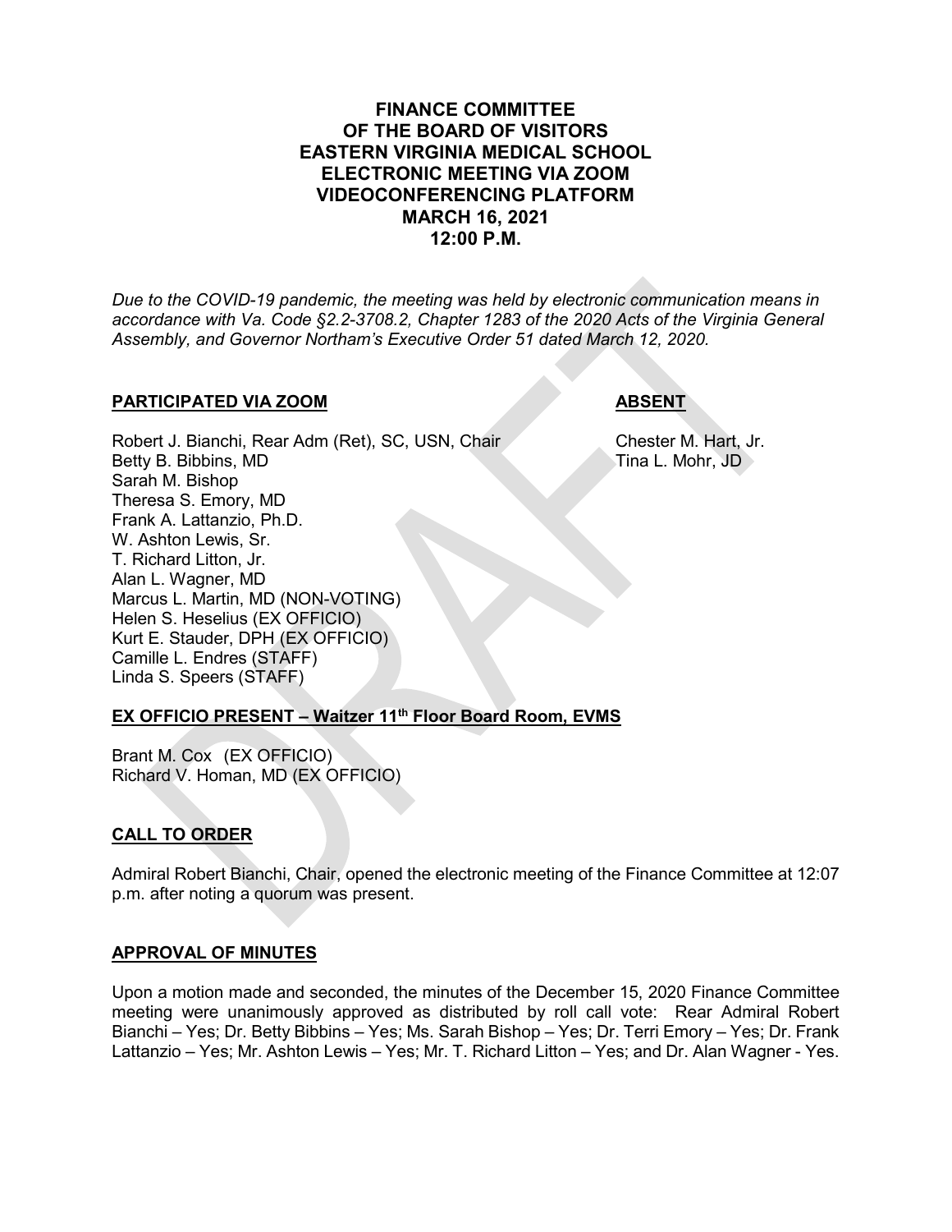# FINANCE COMMITTEE OF THE BOARD OF VISITORS EASTERN VIRGINIA MEDICAL SCHOOL ELECTRONIC MEETING VIA ZOOM VIDEOCONFERENCING PLATFORM MARCH 16, 2021 12:00 P.M.

*Due to the COVID-19 pandemic, the meeting was held by electronic communication means in accordance with Va. Code §2.2-3708.2, Chapter 1283 of the 2020 Acts of the Virginia General Assembly, and Governor Northam's Executive Order 51 dated March 12, 2020.*

**PARTICIPATED VIA ZOOM**

Robert J. Bianchi, Rear Adm (Ret), SC, USN, Chair
Betty B. Bibbins, MD
Sarah M. Bishop
Theresa S. Emory, MD
Frank A. Lattanzio, Ph.D.
W. Ashton Lewis, Sr.
T. Richard Litton, Jr.
Alan L. Wagner, MD
Marcus L. Martin, MD (NON-VOTING)
Helen S. Heselius (EX OFFICIO)
Kurt E. Stauder, DPH (EX OFFICIO)
Camille L. Endres (STAFF)
Linda S. Speers (STAFF)

**ABSENT**

Chester M. Hart, Jr.
Tina L. Mohr, JD

**EX OFFICIO PRESENT – Waitzer 11th Floor Board Room, EVMS**

Brant M. Cox (EX OFFICIO)
Richard V. Homan, MD (EX OFFICIO)

**CALL TO ORDER**

Admiral Robert Bianchi, Chair, opened the electronic meeting of the Finance Committee at 12:07 p.m. after noting a quorum was present.

**APPROVAL OF MINUTES**

Upon a motion made and seconded, the minutes of the December 15, 2020 Finance Committee meeting were unanimously approved as distributed by roll call vote: Rear Admiral Robert Bianchi – Yes; Dr. Betty Bibbins – Yes; Ms. Sarah Bishop – Yes; Dr. Terri Emory – Yes; Dr. Frank Lattanzio – Yes; Mr. Ashton Lewis – Yes; Mr. T. Richard Litton – Yes; and Dr. Alan Wagner - Yes.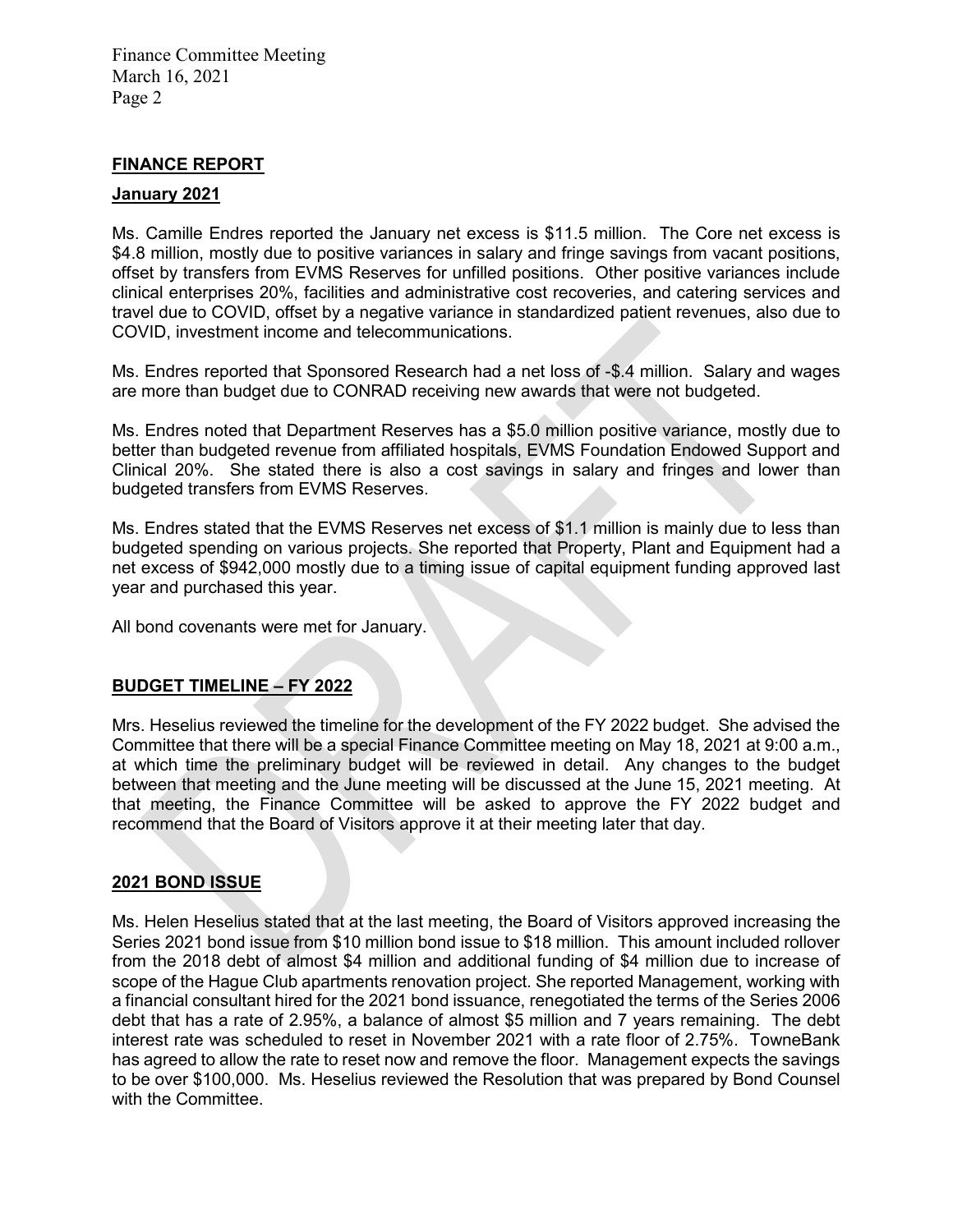## FINANCE REPORT

### January 2021

Ms. Camille Endres reported the January net excess is $11.5 million. The Core net excess is $4.8 million, mostly due to positive variances in salary and fringe savings from vacant positions, offset by transfers from EVMS Reserves for unfilled positions. Other positive variances include clinical enterprises 20%, facilities and administrative cost recoveries, and catering services and travel due to COVID, offset by a negative variance in standardized patient revenues, also due to COVID, investment income and telecommunications.

Ms. Endres reported that Sponsored Research had a net loss of -$.4 million. Salary and wages are more than budget due to CONRAD receiving new awards that were not budgeted.

Ms. Endres noted that Department Reserves has a $5.0 million positive variance, mostly due to better than budgeted revenue from affiliated hospitals, EVMS Foundation Endowed Support and Clinical 20%. She stated there is also a cost savings in salary and fringes and lower than budgeted transfers from EVMS Reserves.

Ms. Endres stated that the EVMS Reserves net excess of $1.1 million is mainly due to less than budgeted spending on various projects. She reported that Property, Plant and Equipment had a net excess of $942,000 mostly due to a timing issue of capital equipment funding approved last year and purchased this year.

All bond covenants were met for January.

## BUDGET TIMELINE – FY 2022

Mrs. Heselius reviewed the timeline for the development of the FY 2022 budget. She advised the Committee that there will be a special Finance Committee meeting on May 18, 2021 at 9:00 a.m., at which time the preliminary budget will be reviewed in detail. Any changes to the budget between that meeting and the June meeting will be discussed at the June 15, 2021 meeting. At that meeting, the Finance Committee will be asked to approve the FY 2022 budget and recommend that the Board of Visitors approve it at their meeting later that day.

## 2021 BOND ISSUE

Ms. Helen Heselius stated that at the last meeting, the Board of Visitors approved increasing the Series 2021 bond issue from $10 million bond issue to $18 million. This amount included rollover from the 2018 debt of almost $4 million and additional funding of $4 million due to increase of scope of the Hague Club apartments renovation project. She reported Management, working with a financial consultant hired for the 2021 bond issuance, renegotiated the terms of the Series 2006 debt that has a rate of 2.95%, a balance of almost $5 million and 7 years remaining. The debt interest rate was scheduled to reset in November 2021 with a rate floor of 2.75%. TowneBank has agreed to allow the rate to reset now and remove the floor. Management expects the savings to be over $100,000. Ms. Heselius reviewed the Resolution that was prepared by Bond Counsel with the Committee.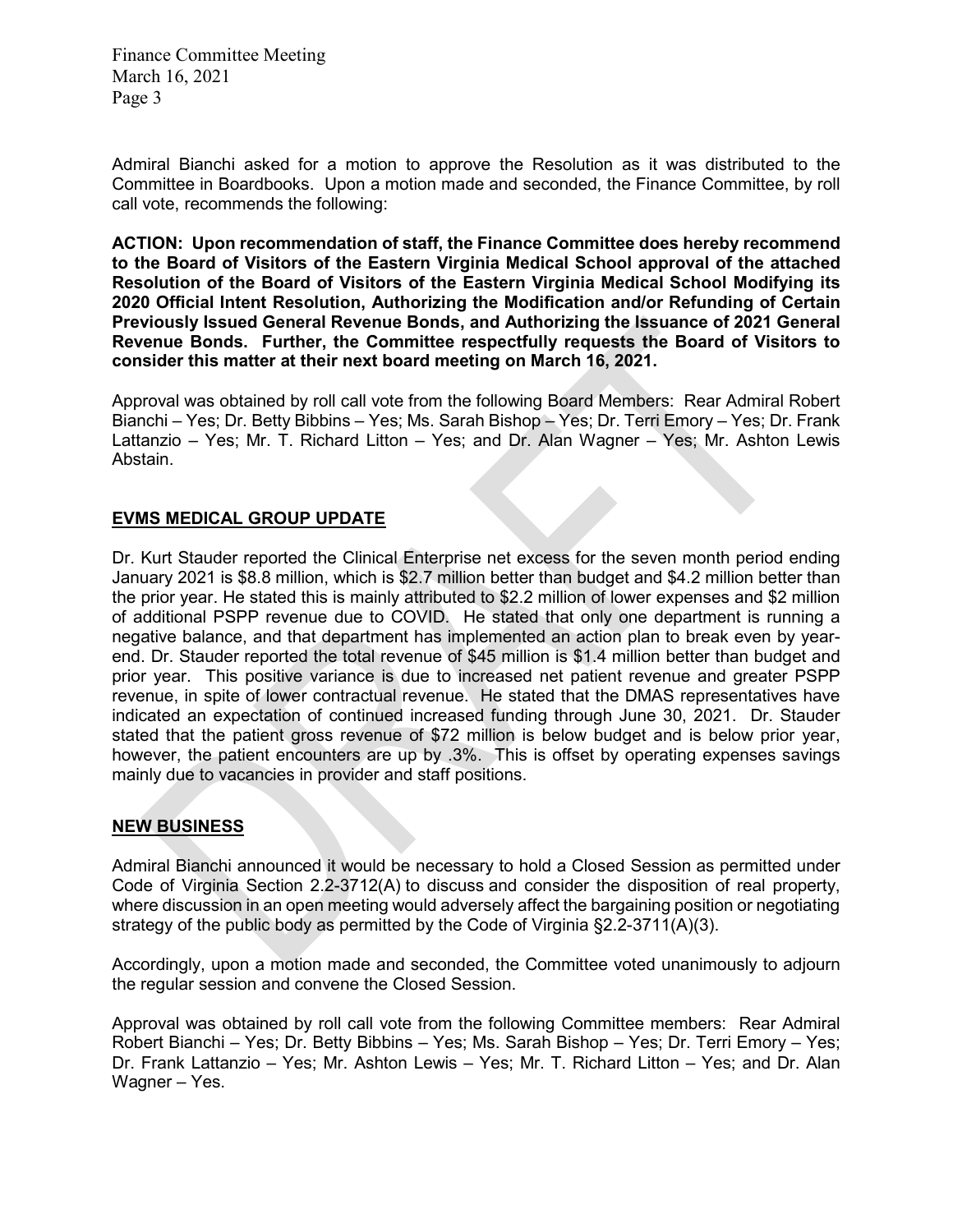Admiral Bianchi asked for a motion to approve the Resolution as it was distributed to the Committee in Boardbooks. Upon a motion made and seconded, the Finance Committee, by roll call vote, recommends the following:

**ACTION: Upon recommendation of staff, the Finance Committee does hereby recommend to the Board of Visitors of the Eastern Virginia Medical School approval of the attached Resolution of the Board of Visitors of the Eastern Virginia Medical School Modifying its 2020 Official Intent Resolution, Authorizing the Modification and/or Refunding of Certain Previously Issued General Revenue Bonds, and Authorizing the Issuance of 2021 General Revenue Bonds. Further, the Committee respectfully requests the Board of Visitors to consider this matter at their next board meeting on March 16, 2021.**

Approval was obtained by roll call vote from the following Board Members: Rear Admiral Robert Bianchi – Yes; Dr. Betty Bibbins – Yes; Ms. Sarah Bishop – Yes; Dr. Terri Emory – Yes; Dr. Frank Lattanzio – Yes; Mr. T. Richard Litton – Yes; and Dr. Alan Wagner – Yes; Mr. Ashton Lewis Abstain.

## EVMS MEDICAL GROUP UPDATE

Dr. Kurt Stauder reported the Clinical Enterprise net excess for the seven month period ending January 2021 is $8.8 million, which is $2.7 million better than budget and $4.2 million better than the prior year. He stated this is mainly attributed to $2.2 million of lower expenses and $2 million of additional PSPP revenue due to COVID. He stated that only one department is running a negative balance, and that department has implemented an action plan to break even by year-end. Dr. Stauder reported the total revenue of $45 million is $1.4 million better than budget and prior year. This positive variance is due to increased net patient revenue and greater PSPP revenue, in spite of lower contractual revenue. He stated that the DMAS representatives have indicated an expectation of continued increased funding through June 30, 2021. Dr. Stauder stated that the patient gross revenue of $72 million is below budget and is below prior year, however, the patient encounters are up by .3%. This is offset by operating expenses savings mainly due to vacancies in provider and staff positions.

## NEW BUSINESS

Admiral Bianchi announced it would be necessary to hold a Closed Session as permitted under Code of Virginia Section 2.2-3712(A) to discuss and consider the disposition of real property, where discussion in an open meeting would adversely affect the bargaining position or negotiating strategy of the public body as permitted by the Code of Virginia §2.2-3711(A)(3).

Accordingly, upon a motion made and seconded, the Committee voted unanimously to adjourn the regular session and convene the Closed Session.

Approval was obtained by roll call vote from the following Committee members: Rear Admiral Robert Bianchi – Yes; Dr. Betty Bibbins – Yes; Ms. Sarah Bishop – Yes; Dr. Terri Emory – Yes; Dr. Frank Lattanzio – Yes; Mr. Ashton Lewis – Yes; Mr. T. Richard Litton – Yes; and Dr. Alan Wagner – Yes.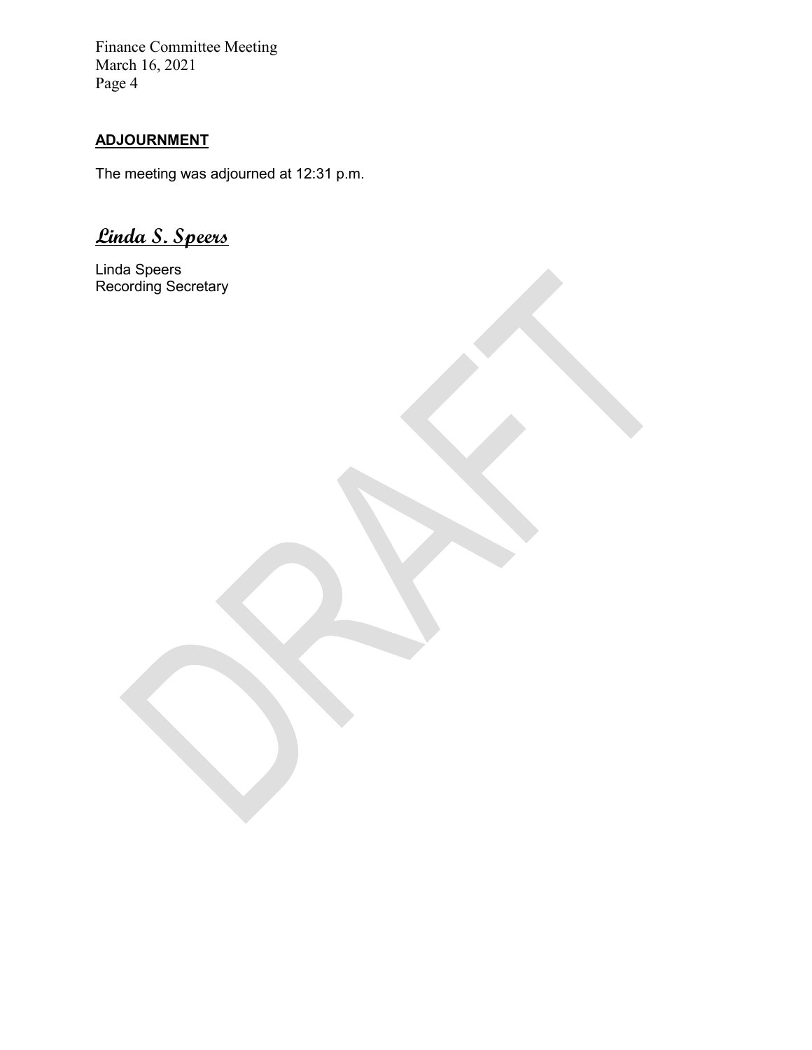## ADJOURNMENT

The meeting was adjourned at 12:31 p.m.

*Linda S. Speers*

Linda Speers
Recording Secretary

DRAFT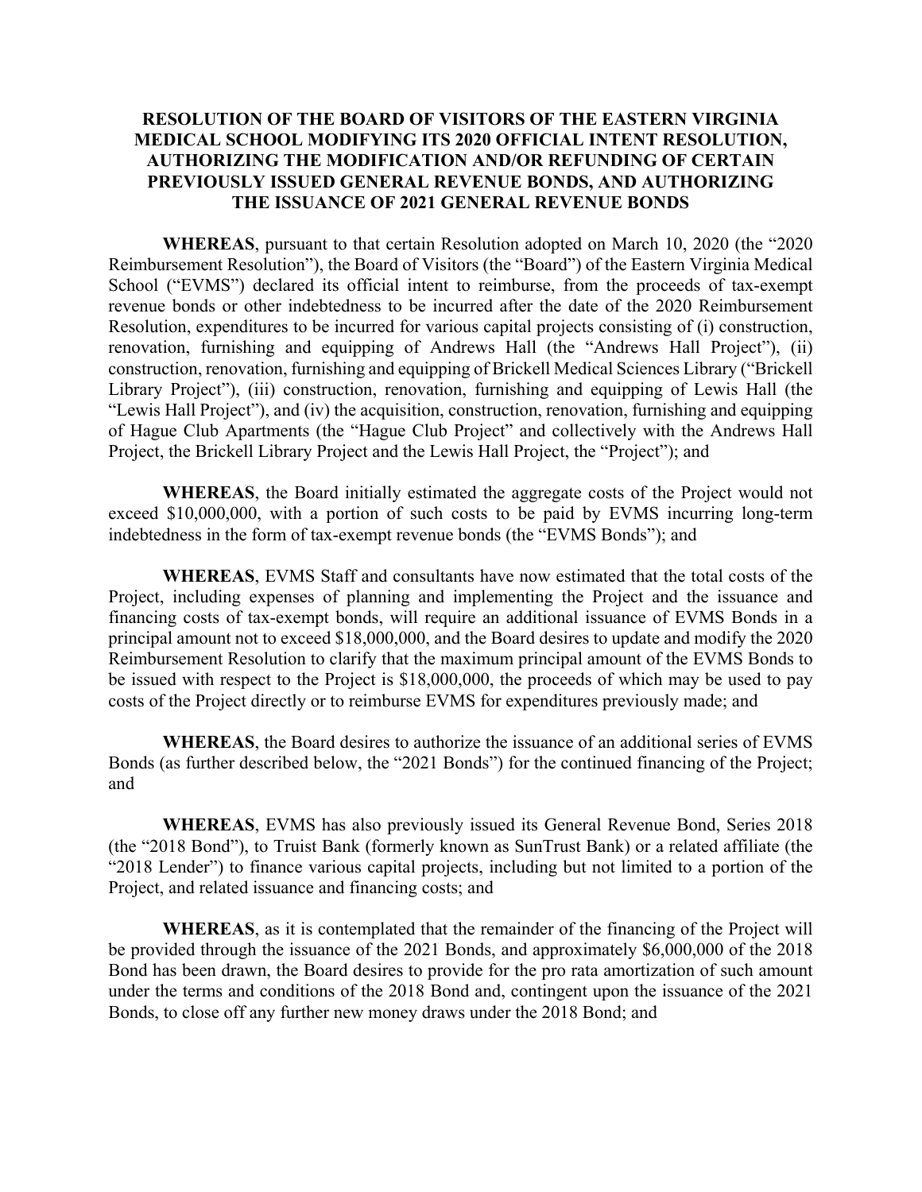**RESOLUTION OF THE BOARD OF VISITORS OF THE EASTERN VIRGINIA MEDICAL SCHOOL MODIFYING ITS 2020 OFFICIAL INTENT RESOLUTION, AUTHORIZING THE MODIFICATION AND/OR REFUNDING OF CERTAIN PREVIOUSLY ISSUED GENERAL REVENUE BONDS, AND AUTHORIZING THE ISSUANCE OF 2021 GENERAL REVENUE BONDS**

**WHEREAS**, pursuant to that certain Resolution adopted on March 10, 2020 (the "2020 Reimbursement Resolution"), the Board of Visitors (the "Board") of the Eastern Virginia Medical School ("EVMS") declared its official intent to reimburse, from the proceeds of tax-exempt revenue bonds or other indebtedness to be incurred after the date of the 2020 Reimbursement Resolution, expenditures to be incurred for various capital projects consisting of (i) construction, renovation, furnishing and equipping of Andrews Hall (the "Andrews Hall Project"), (ii) construction, renovation, furnishing and equipping of Brickell Medical Sciences Library ("Brickell Library Project"), (iii) construction, renovation, furnishing and equipping of Lewis Hall (the "Lewis Hall Project"), and (iv) the acquisition, construction, renovation, furnishing and equipping of Hague Club Apartments (the "Hague Club Project" and collectively with the Andrews Hall Project, the Brickell Library Project and the Lewis Hall Project, the "Project"); and

**WHEREAS**, the Board initially estimated the aggregate costs of the Project would not exceed $10,000,000, with a portion of such costs to be paid by EVMS incurring long-term indebtedness in the form of tax-exempt revenue bonds (the "EVMS Bonds"); and

**WHEREAS**, EVMS Staff and consultants have now estimated that the total costs of the Project, including expenses of planning and implementing the Project and the issuance and financing costs of tax-exempt bonds, will require an additional issuance of EVMS Bonds in a principal amount not to exceed $18,000,000, and the Board desires to update and modify the 2020 Reimbursement Resolution to clarify that the maximum principal amount of the EVMS Bonds to be issued with respect to the Project is $18,000,000, the proceeds of which may be used to pay costs of the Project directly or to reimburse EVMS for expenditures previously made; and

**WHEREAS**, the Board desires to authorize the issuance of an additional series of EVMS Bonds (as further described below, the "2021 Bonds") for the continued financing of the Project; and

**WHEREAS**, EVMS has also previously issued its General Revenue Bond, Series 2018 (the "2018 Bond"), to Truist Bank (formerly known as SunTrust Bank) or a related affiliate (the "2018 Lender") to finance various capital projects, including but not limited to a portion of the Project, and related issuance and financing costs; and

**WHEREAS**, as it is contemplated that the remainder of the financing of the Project will be provided through the issuance of the 2021 Bonds, and approximately $6,000,000 of the 2018 Bond has been drawn, the Board desires to provide for the pro rata amortization of such amount under the terms and conditions of the 2018 Bond and, contingent upon the issuance of the 2021 Bonds, to close off any further new money draws under the 2018 Bond; and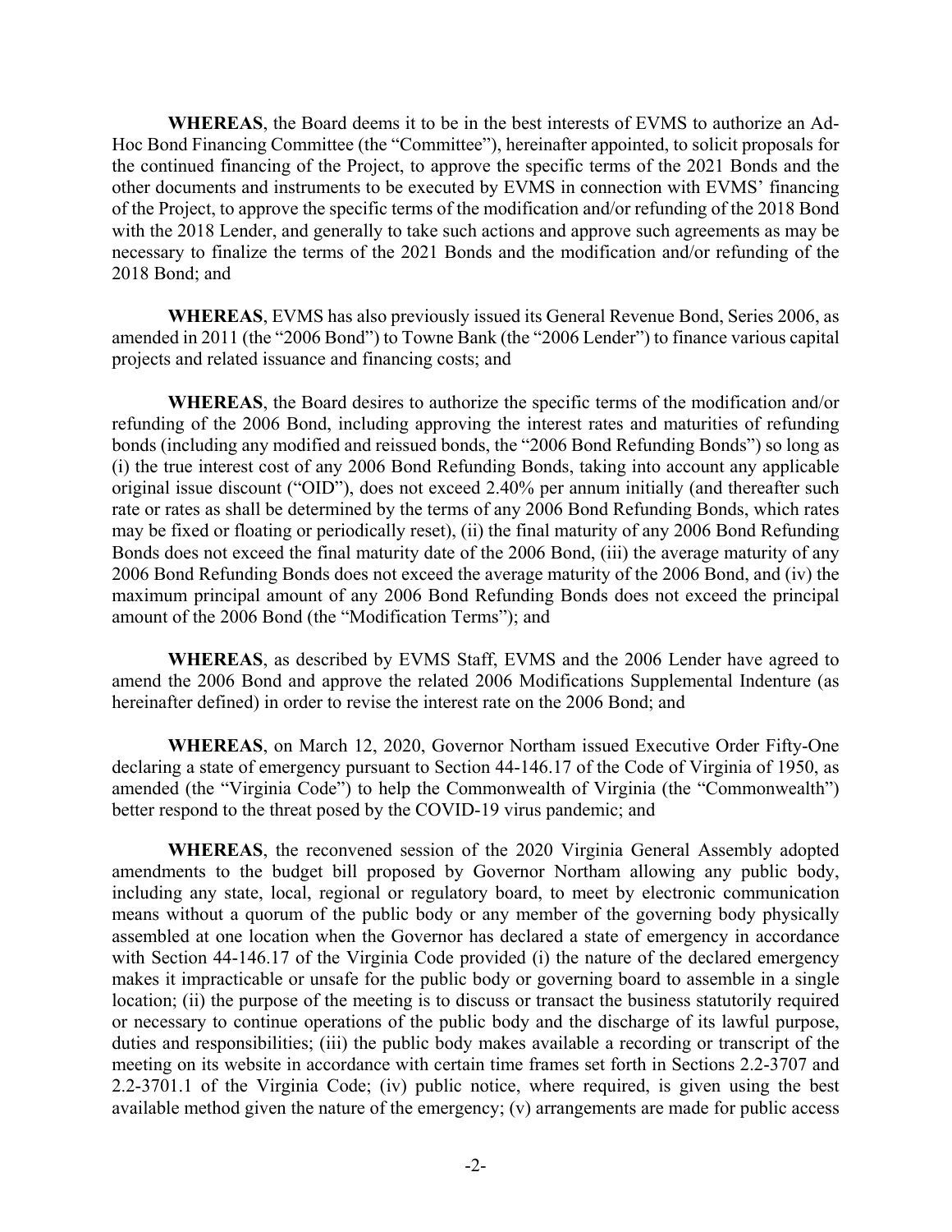**WHEREAS**, the Board deems it to be in the best interests of EVMS to authorize an Ad-Hoc Bond Financing Committee (the "Committee"), hereinafter appointed, to solicit proposals for the continued financing of the Project, to approve the specific terms of the 2021 Bonds and the other documents and instruments to be executed by EVMS in connection with EVMS' financing of the Project, to approve the specific terms of the modification and/or refunding of the 2018 Bond with the 2018 Lender, and generally to take such actions and approve such agreements as may be necessary to finalize the terms of the 2021 Bonds and the modification and/or refunding of the 2018 Bond; and

**WHEREAS**, EVMS has also previously issued its General Revenue Bond, Series 2006, as amended in 2011 (the "2006 Bond") to Towne Bank (the "2006 Lender") to finance various capital projects and related issuance and financing costs; and

**WHEREAS**, the Board desires to authorize the specific terms of the modification and/or refunding of the 2006 Bond, including approving the interest rates and maturities of refunding bonds (including any modified and reissued bonds, the "2006 Bond Refunding Bonds") so long as (i) the true interest cost of any 2006 Bond Refunding Bonds, taking into account any applicable original issue discount ("OID"), does not exceed 2.40% per annum initially (and thereafter such rate or rates as shall be determined by the terms of any 2006 Bond Refunding Bonds, which rates may be fixed or floating or periodically reset), (ii) the final maturity of any 2006 Bond Refunding Bonds does not exceed the final maturity date of the 2006 Bond, (iii) the average maturity of any 2006 Bond Refunding Bonds does not exceed the average maturity of the 2006 Bond, and (iv) the maximum principal amount of any 2006 Bond Refunding Bonds does not exceed the principal amount of the 2006 Bond (the "Modification Terms"); and

**WHEREAS**, as described by EVMS Staff, EVMS and the 2006 Lender have agreed to amend the 2006 Bond and approve the related 2006 Modifications Supplemental Indenture (as hereinafter defined) in order to revise the interest rate on the 2006 Bond; and

**WHEREAS**, on March 12, 2020, Governor Northam issued Executive Order Fifty-One declaring a state of emergency pursuant to Section 44-146.17 of the Code of Virginia of 1950, as amended (the "Virginia Code") to help the Commonwealth of Virginia (the "Commonwealth") better respond to the threat posed by the COVID-19 virus pandemic; and

**WHEREAS**, the reconvened session of the 2020 Virginia General Assembly adopted amendments to the budget bill proposed by Governor Northam allowing any public body, including any state, local, regional or regulatory board, to meet by electronic communication means without a quorum of the public body or any member of the governing body physically assembled at one location when the Governor has declared a state of emergency in accordance with Section 44-146.17 of the Virginia Code provided (i) the nature of the declared emergency makes it impracticable or unsafe for the public body or governing board to assemble in a single location; (ii) the purpose of the meeting is to discuss or transact the business statutorily required or necessary to continue operations of the public body and the discharge of its lawful purpose, duties and responsibilities; (iii) the public body makes available a recording or transcript of the meeting on its website in accordance with certain time frames set forth in Sections 2.2-3707 and 2.2-3701.1 of the Virginia Code; (iv) public notice, where required, is given using the best available method given the nature of the emergency; (v) arrangements are made for public access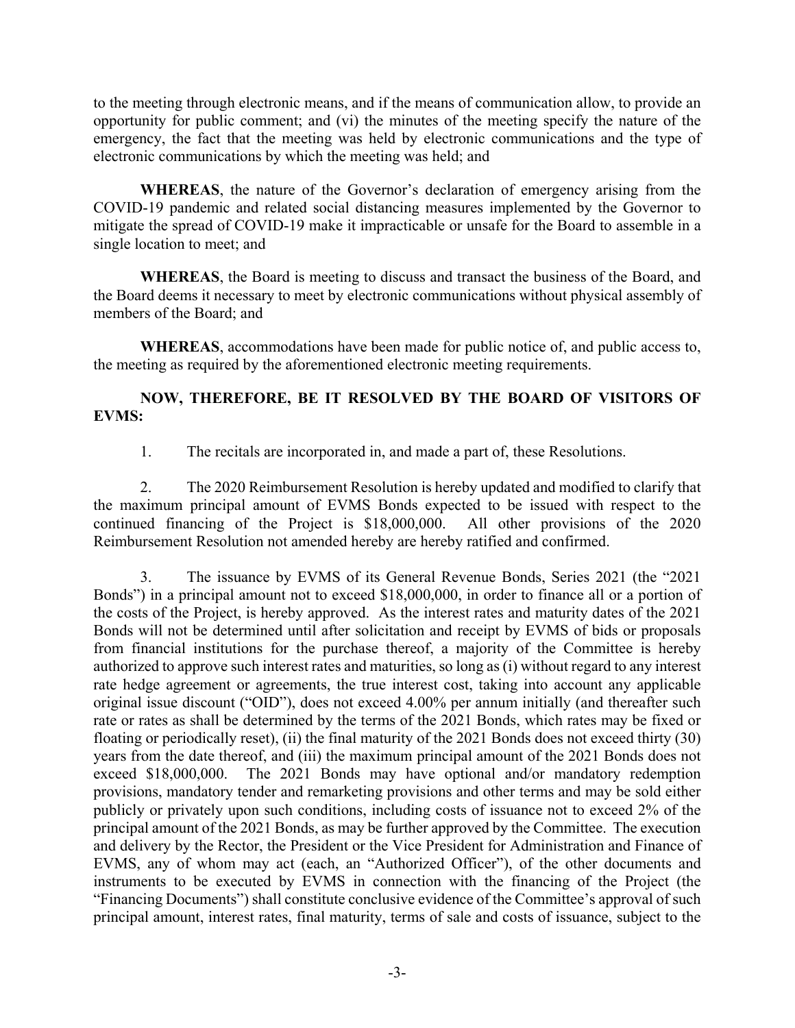to the meeting through electronic means, and if the means of communication allow, to provide an opportunity for public comment; and (vi) the minutes of the meeting specify the nature of the emergency, the fact that the meeting was held by electronic communications and the type of electronic communications by which the meeting was held; and

**WHEREAS**, the nature of the Governor's declaration of emergency arising from the COVID-19 pandemic and related social distancing measures implemented by the Governor to mitigate the spread of COVID-19 make it impracticable or unsafe for the Board to assemble in a single location to meet; and

**WHEREAS**, the Board is meeting to discuss and transact the business of the Board, and the Board deems it necessary to meet by electronic communications without physical assembly of members of the Board; and

**WHEREAS**, accommodations have been made for public notice of, and public access to, the meeting as required by the aforementioned electronic meeting requirements.

**NOW, THEREFORE, BE IT RESOLVED BY THE BOARD OF VISITORS OF EVMS:**

1. The recitals are incorporated in, and made a part of, these Resolutions.

2. The 2020 Reimbursement Resolution is hereby updated and modified to clarify that the maximum principal amount of EVMS Bonds expected to be issued with respect to the continued financing of the Project is $18,000,000. All other provisions of the 2020 Reimbursement Resolution not amended hereby are hereby ratified and confirmed.

3. The issuance by EVMS of its General Revenue Bonds, Series 2021 (the "2021 Bonds") in a principal amount not to exceed $18,000,000, in order to finance all or a portion of the costs of the Project, is hereby approved. As the interest rates and maturity dates of the 2021 Bonds will not be determined until after solicitation and receipt by EVMS of bids or proposals from financial institutions for the purchase thereof, a majority of the Committee is hereby authorized to approve such interest rates and maturities, so long as (i) without regard to any interest rate hedge agreement or agreements, the true interest cost, taking into account any applicable original issue discount ("OID"), does not exceed 4.00% per annum initially (and thereafter such rate or rates as shall be determined by the terms of the 2021 Bonds, which rates may be fixed or floating or periodically reset), (ii) the final maturity of the 2021 Bonds does not exceed thirty (30) years from the date thereof, and (iii) the maximum principal amount of the 2021 Bonds does not exceed $18,000,000. The 2021 Bonds may have optional and/or mandatory redemption provisions, mandatory tender and remarketing provisions and other terms and may be sold either publicly or privately upon such conditions, including costs of issuance not to exceed 2% of the principal amount of the 2021 Bonds, as may be further approved by the Committee. The execution and delivery by the Rector, the President or the Vice President for Administration and Finance of EVMS, any of whom may act (each, an "Authorized Officer"), of the other documents and instruments to be executed by EVMS in connection with the financing of the Project (the "Financing Documents") shall constitute conclusive evidence of the Committee's approval of such principal amount, interest rates, final maturity, terms of sale and costs of issuance, subject to the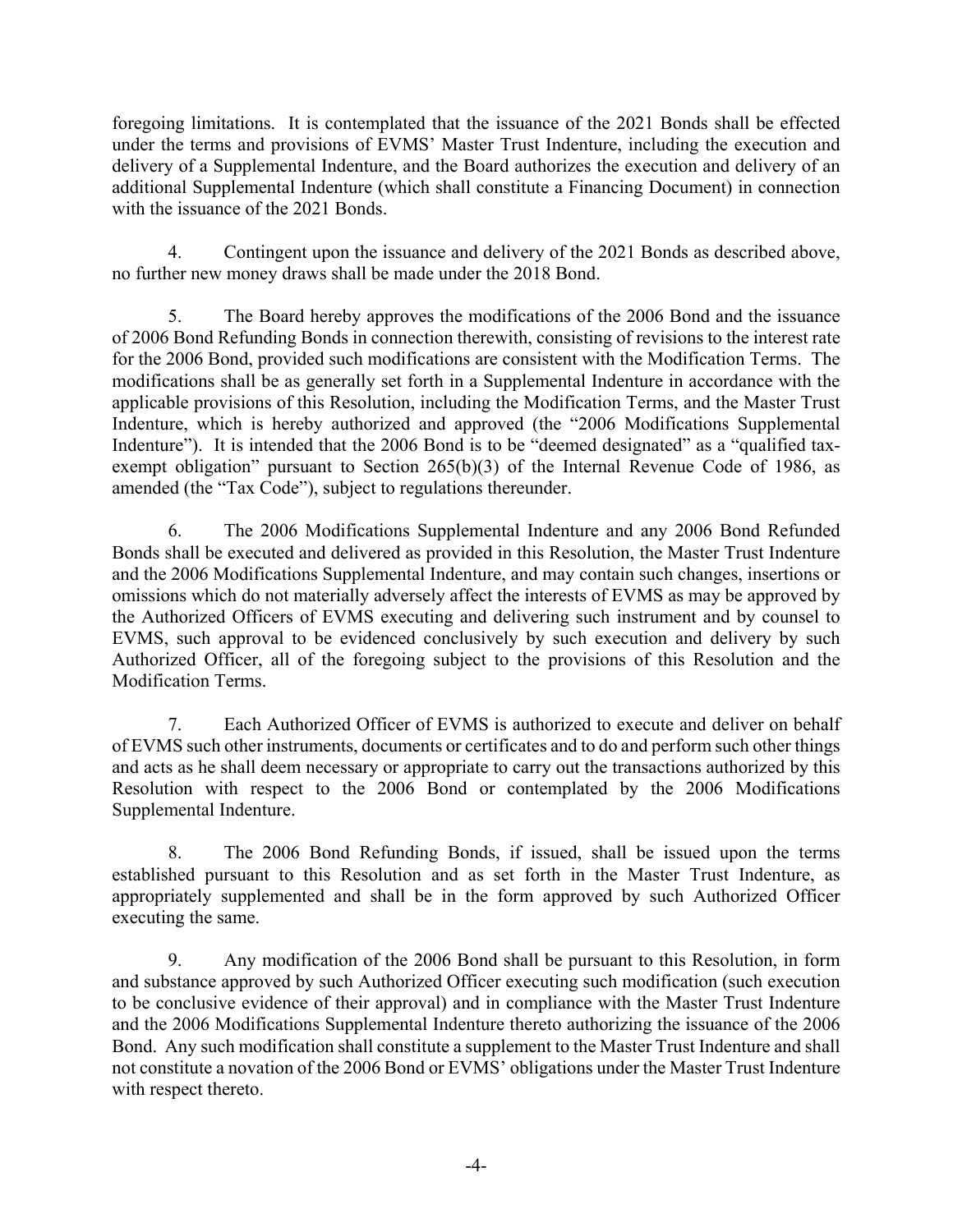foregoing limitations. It is contemplated that the issuance of the 2021 Bonds shall be effected under the terms and provisions of EVMS' Master Trust Indenture, including the execution and delivery of a Supplemental Indenture, and the Board authorizes the execution and delivery of an additional Supplemental Indenture (which shall constitute a Financing Document) in connection with the issuance of the 2021 Bonds.

4. Contingent upon the issuance and delivery of the 2021 Bonds as described above, no further new money draws shall be made under the 2018 Bond.

5. The Board hereby approves the modifications of the 2006 Bond and the issuance of 2006 Bond Refunding Bonds in connection therewith, consisting of revisions to the interest rate for the 2006 Bond, provided such modifications are consistent with the Modification Terms. The modifications shall be as generally set forth in a Supplemental Indenture in accordance with the applicable provisions of this Resolution, including the Modification Terms, and the Master Trust Indenture, which is hereby authorized and approved (the "2006 Modifications Supplemental Indenture"). It is intended that the 2006 Bond is to be "deemed designated" as a "qualified tax-exempt obligation" pursuant to Section 265(b)(3) of the Internal Revenue Code of 1986, as amended (the "Tax Code"), subject to regulations thereunder.

6. The 2006 Modifications Supplemental Indenture and any 2006 Bond Refunded Bonds shall be executed and delivered as provided in this Resolution, the Master Trust Indenture and the 2006 Modifications Supplemental Indenture, and may contain such changes, insertions or omissions which do not materially adversely affect the interests of EVMS as may be approved by the Authorized Officers of EVMS executing and delivering such instrument and by counsel to EVMS, such approval to be evidenced conclusively by such execution and delivery by such Authorized Officer, all of the foregoing subject to the provisions of this Resolution and the Modification Terms.

7. Each Authorized Officer of EVMS is authorized to execute and deliver on behalf of EVMS such other instruments, documents or certificates and to do and perform such other things and acts as he shall deem necessary or appropriate to carry out the transactions authorized by this Resolution with respect to the 2006 Bond or contemplated by the 2006 Modifications Supplemental Indenture.

8. The 2006 Bond Refunding Bonds, if issued, shall be issued upon the terms established pursuant to this Resolution and as set forth in the Master Trust Indenture, as appropriately supplemented and shall be in the form approved by such Authorized Officer executing the same.

9. Any modification of the 2006 Bond shall be pursuant to this Resolution, in form and substance approved by such Authorized Officer executing such modification (such execution to be conclusive evidence of their approval) and in compliance with the Master Trust Indenture and the 2006 Modifications Supplemental Indenture thereto authorizing the issuance of the 2006 Bond. Any such modification shall constitute a supplement to the Master Trust Indenture and shall not constitute a novation of the 2006 Bond or EVMS' obligations under the Master Trust Indenture with respect thereto.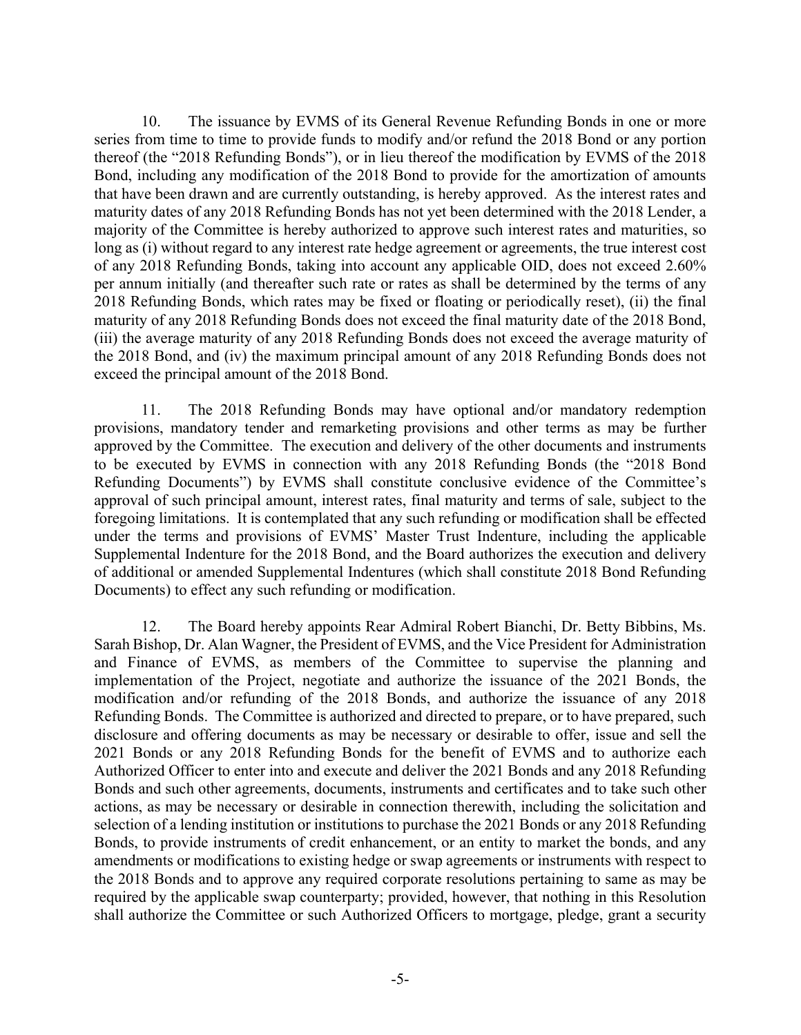10. The issuance by EVMS of its General Revenue Refunding Bonds in one or more series from time to time to provide funds to modify and/or refund the 2018 Bond or any portion thereof (the "2018 Refunding Bonds"), or in lieu thereof the modification by EVMS of the 2018 Bond, including any modification of the 2018 Bond to provide for the amortization of amounts that have been drawn and are currently outstanding, is hereby approved. As the interest rates and maturity dates of any 2018 Refunding Bonds has not yet been determined with the 2018 Lender, a majority of the Committee is hereby authorized to approve such interest rates and maturities, so long as (i) without regard to any interest rate hedge agreement or agreements, the true interest cost of any 2018 Refunding Bonds, taking into account any applicable OID, does not exceed 2.60% per annum initially (and thereafter such rate or rates as shall be determined by the terms of any 2018 Refunding Bonds, which rates may be fixed or floating or periodically reset), (ii) the final maturity of any 2018 Refunding Bonds does not exceed the final maturity date of the 2018 Bond, (iii) the average maturity of any 2018 Refunding Bonds does not exceed the average maturity of the 2018 Bond, and (iv) the maximum principal amount of any 2018 Refunding Bonds does not exceed the principal amount of the 2018 Bond.

11. The 2018 Refunding Bonds may have optional and/or mandatory redemption provisions, mandatory tender and remarketing provisions and other terms as may be further approved by the Committee. The execution and delivery of the other documents and instruments to be executed by EVMS in connection with any 2018 Refunding Bonds (the "2018 Bond Refunding Documents") by EVMS shall constitute conclusive evidence of the Committee's approval of such principal amount, interest rates, final maturity and terms of sale, subject to the foregoing limitations. It is contemplated that any such refunding or modification shall be effected under the terms and provisions of EVMS' Master Trust Indenture, including the applicable Supplemental Indenture for the 2018 Bond, and the Board authorizes the execution and delivery of additional or amended Supplemental Indentures (which shall constitute 2018 Bond Refunding Documents) to effect any such refunding or modification.

12. The Board hereby appoints Rear Admiral Robert Bianchi, Dr. Betty Bibbins, Ms. Sarah Bishop, Dr. Alan Wagner, the President of EVMS, and the Vice President for Administration and Finance of EVMS, as members of the Committee to supervise the planning and implementation of the Project, negotiate and authorize the issuance of the 2021 Bonds, the modification and/or refunding of the 2018 Bonds, and authorize the issuance of any 2018 Refunding Bonds. The Committee is authorized and directed to prepare, or to have prepared, such disclosure and offering documents as may be necessary or desirable to offer, issue and sell the 2021 Bonds or any 2018 Refunding Bonds for the benefit of EVMS and to authorize each Authorized Officer to enter into and execute and deliver the 2021 Bonds and any 2018 Refunding Bonds and such other agreements, documents, instruments and certificates and to take such other actions, as may be necessary or desirable in connection therewith, including the solicitation and selection of a lending institution or institutions to purchase the 2021 Bonds or any 2018 Refunding Bonds, to provide instruments of credit enhancement, or an entity to market the bonds, and any amendments or modifications to existing hedge or swap agreements or instruments with respect to the 2018 Bonds and to approve any required corporate resolutions pertaining to same as may be required by the applicable swap counterparty; provided, however, that nothing in this Resolution shall authorize the Committee or such Authorized Officers to mortgage, pledge, grant a security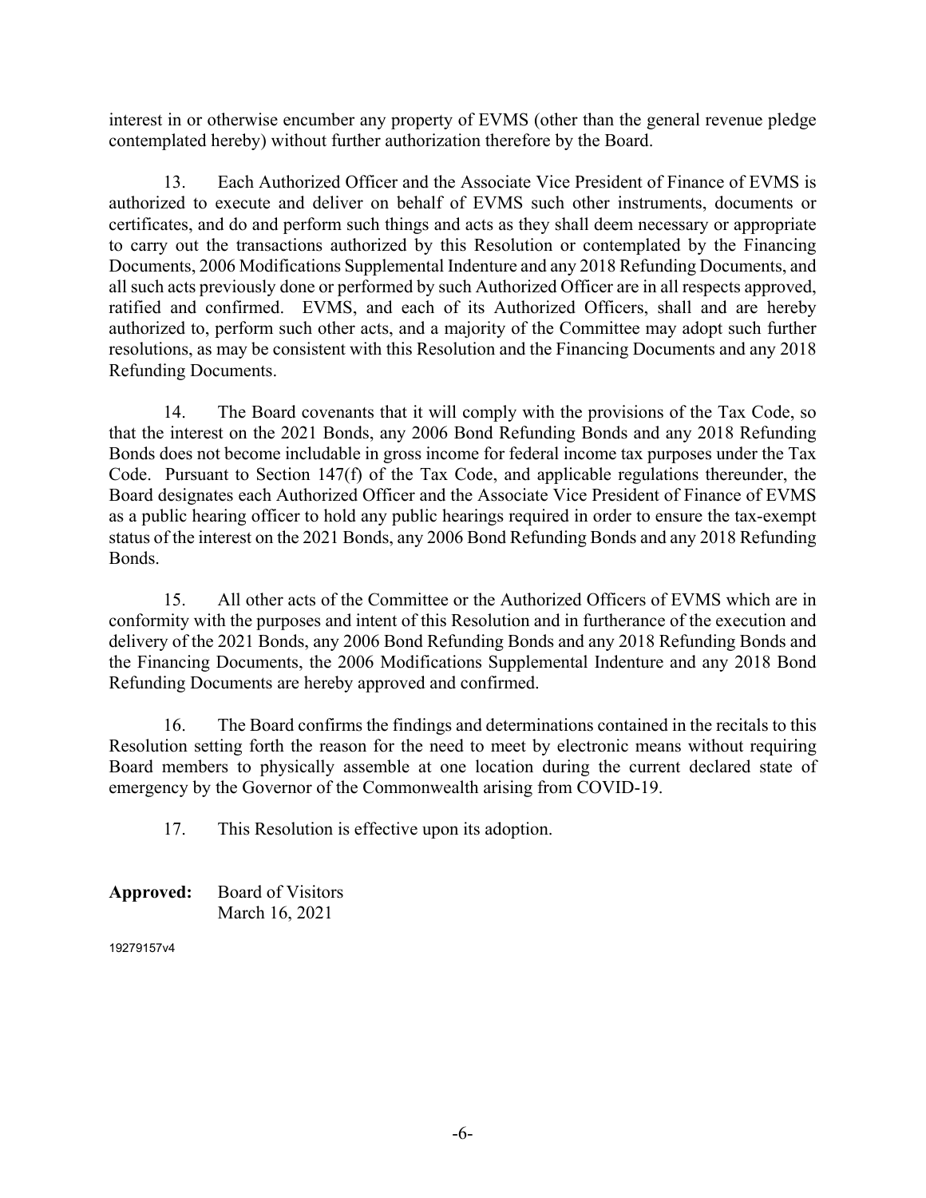interest in or otherwise encumber any property of EVMS (other than the general revenue pledge contemplated hereby) without further authorization therefore by the Board.

13. Each Authorized Officer and the Associate Vice President of Finance of EVMS is authorized to execute and deliver on behalf of EVMS such other instruments, documents or certificates, and do and perform such things and acts as they shall deem necessary or appropriate to carry out the transactions authorized by this Resolution or contemplated by the Financing Documents, 2006 Modifications Supplemental Indenture and any 2018 Refunding Documents, and all such acts previously done or performed by such Authorized Officer are in all respects approved, ratified and confirmed. EVMS, and each of its Authorized Officers, shall and are hereby authorized to, perform such other acts, and a majority of the Committee may adopt such further resolutions, as may be consistent with this Resolution and the Financing Documents and any 2018 Refunding Documents.

14. The Board covenants that it will comply with the provisions of the Tax Code, so that the interest on the 2021 Bonds, any 2006 Bond Refunding Bonds and any 2018 Refunding Bonds does not become includable in gross income for federal income tax purposes under the Tax Code. Pursuant to Section 147(f) of the Tax Code, and applicable regulations thereunder, the Board designates each Authorized Officer and the Associate Vice President of Finance of EVMS as a public hearing officer to hold any public hearings required in order to ensure the tax-exempt status of the interest on the 2021 Bonds, any 2006 Bond Refunding Bonds and any 2018 Refunding Bonds.

15. All other acts of the Committee or the Authorized Officers of EVMS which are in conformity with the purposes and intent of this Resolution and in furtherance of the execution and delivery of the 2021 Bonds, any 2006 Bond Refunding Bonds and any 2018 Refunding Bonds and the Financing Documents, the 2006 Modifications Supplemental Indenture and any 2018 Bond Refunding Documents are hereby approved and confirmed.

16. The Board confirms the findings and determinations contained in the recitals to this Resolution setting forth the reason for the need to meet by electronic means without requiring Board members to physically assemble at one location during the current declared state of emergency by the Governor of the Commonwealth arising from COVID-19.

17. This Resolution is effective upon its adoption.

**Approved:** Board of Visitors
March 16, 2021

19279157v4